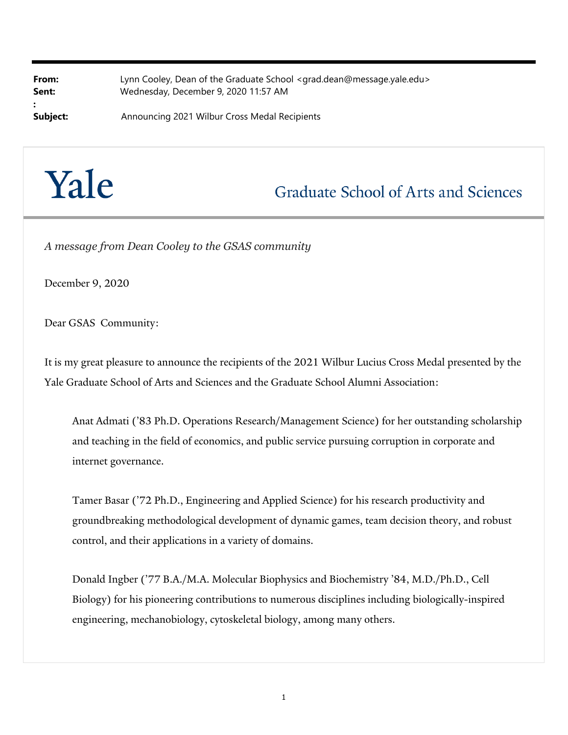**From:** Lynn Cooley, Dean of the Graduate School <grad.dean@message.yale.edu>
**Sent:** Wednesday, December 9, 2020 11:57 AM
**:**
**Subject:** Announcing 2021 Wilbur Cross Medal Recipients

# Yale

## Graduate School of Arts and Sciences

*A message from Dean Cooley to the GSAS community*

December 9, 2020

Dear GSAS Community:

It is my great pleasure to announce the recipients of the 2021 Wilbur Lucius Cross Medal presented by the Yale Graduate School of Arts and Sciences and the Graduate School Alumni Association:

> Anat Admati ('83 Ph.D. Operations Research/Management Science) for her outstanding scholarship and teaching in the field of economics, and public service pursuing corruption in corporate and internet governance.
>
> Tamer Basar ('72 Ph.D., Engineering and Applied Science) for his research productivity and groundbreaking methodological development of dynamic games, team decision theory, and robust control, and their applications in a variety of domains.
>
> Donald Ingber ('77 B.A./M.A. Molecular Biophysics and Biochemistry '84, M.D./Ph.D., Cell Biology) for his pioneering contributions to numerous disciplines including biologically-inspired engineering, mechanobiology, cytoskeletal biology, among many others.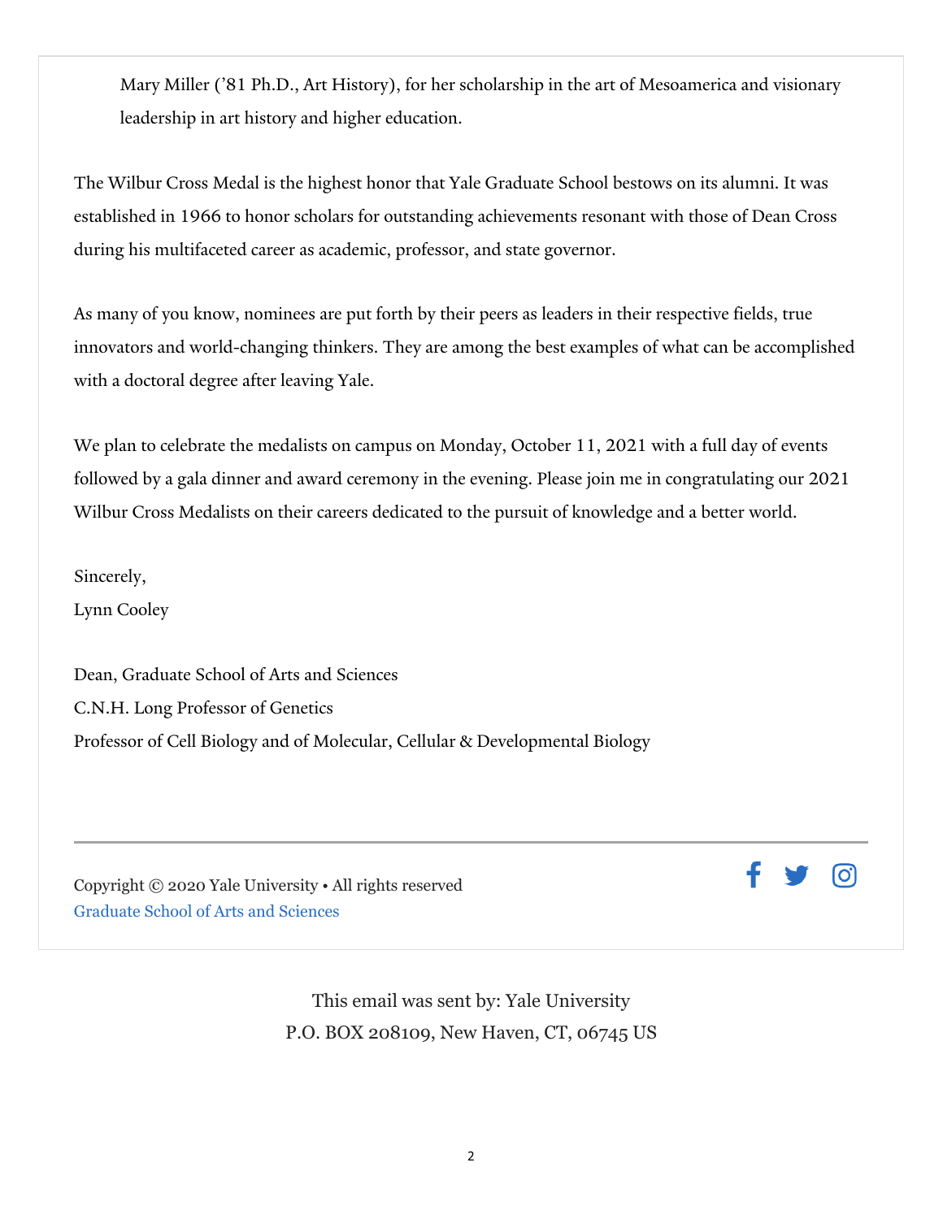Mary Miller ('81 Ph.D., Art History), for her scholarship in the art of Mesoamerica and visionary leadership in art history and higher education.

The Wilbur Cross Medal is the highest honor that Yale Graduate School bestows on its alumni. It was established in 1966 to honor scholars for outstanding achievements resonant with those of Dean Cross during his multifaceted career as academic, professor, and state governor.

As many of you know, nominees are put forth by their peers as leaders in their respective fields, true innovators and world-changing thinkers. They are among the best examples of what can be accomplished with a doctoral degree after leaving Yale.

We plan to celebrate the medalists on campus on Monday, October 11, 2021 with a full day of events followed by a gala dinner and award ceremony in the evening. Please join me in congratulating our 2021 Wilbur Cross Medalists on their careers dedicated to the pursuit of knowledge and a better world.

Sincerely,
Lynn Cooley

Dean, Graduate School of Arts and Sciences
C.N.H. Long Professor of Genetics
Professor of Cell Biology and of Molecular, Cellular & Developmental Biology

---

Copyright © 2020 Yale University • All rights reserved
Graduate School of Arts and Sciences

This email was sent by: Yale University
P.O. BOX 208109, New Haven, CT, 06745 US